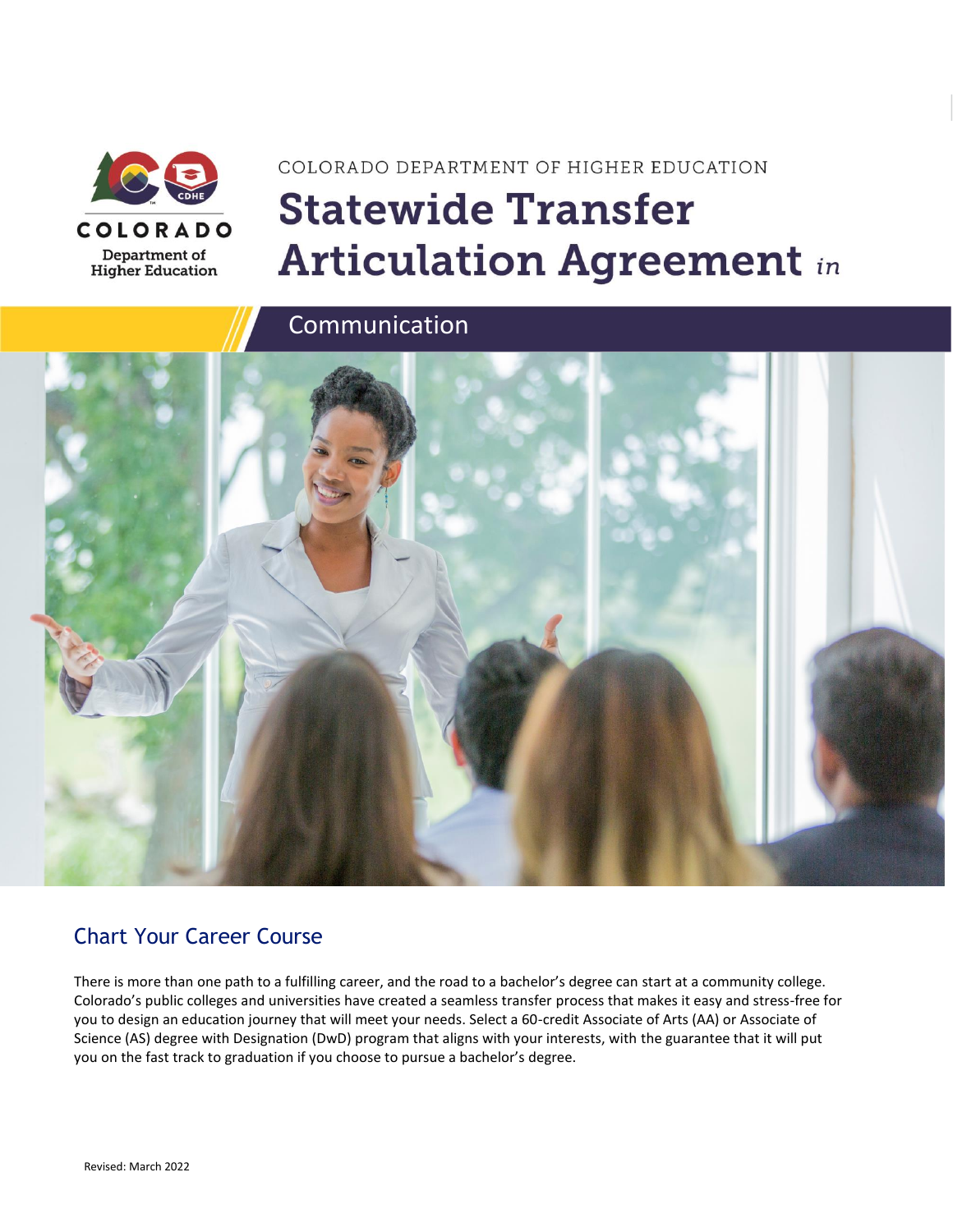COLORADO DEPARTMENT OF HIGHER EDUCATION

# Statewide Transfer Articulation Agreement *in*

## Communication

## Chart Your Career Course

There is more than one path to a fulfilling career, and the road to a bachelor's degree can start at a community college. Colorado's public colleges and universities have created a seamless transfer process that makes it easy and stress-free for you to design an education journey that will meet your needs. Select a 60-credit Associate of Arts (AA) or Associate of Science (AS) degree with Designation (DwD) program that aligns with your interests, with the guarantee that it will put you on the fast track to graduation if you choose to pursue a bachelor's degree.

Revised: March 2022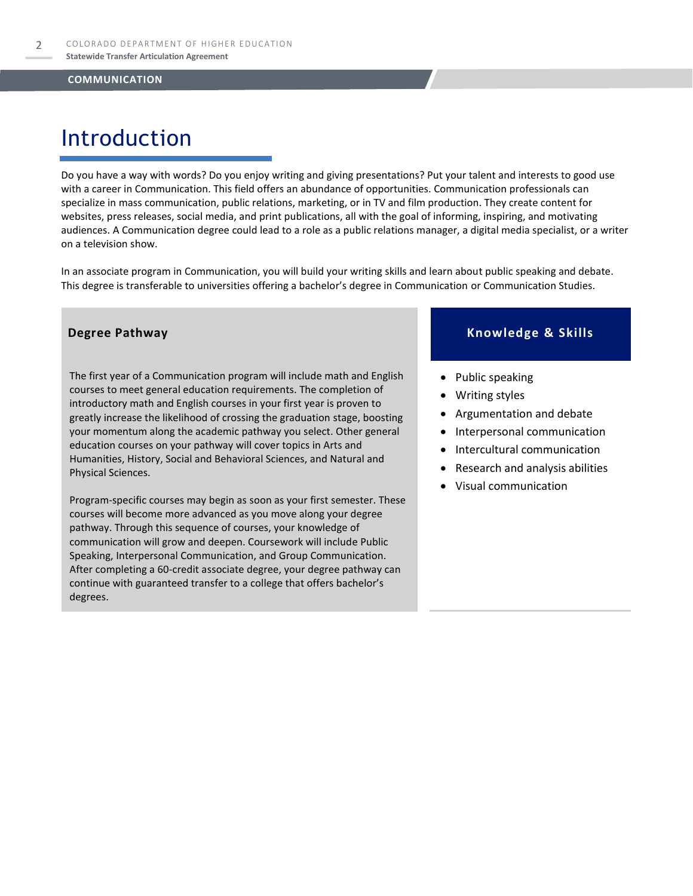# Introduction

Do you have a way with words? Do you enjoy writing and giving presentations? Put your talent and interests to good use with a career in Communication. This field offers an abundance of opportunities. Communication professionals can specialize in mass communication, public relations, marketing, or in TV and film production. They create content for websites, press releases, social media, and print publications, all with the goal of informing, inspiring, and motivating audiences. A Communication degree could lead to a role as a public relations manager, a digital media specialist, or a writer on a television show.

In an associate program in Communication, you will build your writing skills and learn about public speaking and debate. This degree is transferable to universities offering a bachelor's degree in Communication or Communication Studies.

## Degree Pathway

The first year of a Communication program will include math and English courses to meet general education requirements. The completion of introductory math and English courses in your first year is proven to greatly increase the likelihood of crossing the graduation stage, boosting your momentum along the academic pathway you select. Other general education courses on your pathway will cover topics in Arts and Humanities, History, Social and Behavioral Sciences, and Natural and Physical Sciences.

Program-specific courses may begin as soon as your first semester. These courses will become more advanced as you move along your degree pathway. Through this sequence of courses, your knowledge of communication will grow and deepen. Coursework will include Public Speaking, Interpersonal Communication, and Group Communication. After completing a 60-credit associate degree, your degree pathway can continue with guaranteed transfer to a college that offers bachelor's degrees.

## Knowledge & Skills

- Public speaking
- Writing styles
- Argumentation and debate
- Interpersonal communication
- Intercultural communication
- Research and analysis abilities
- Visual communication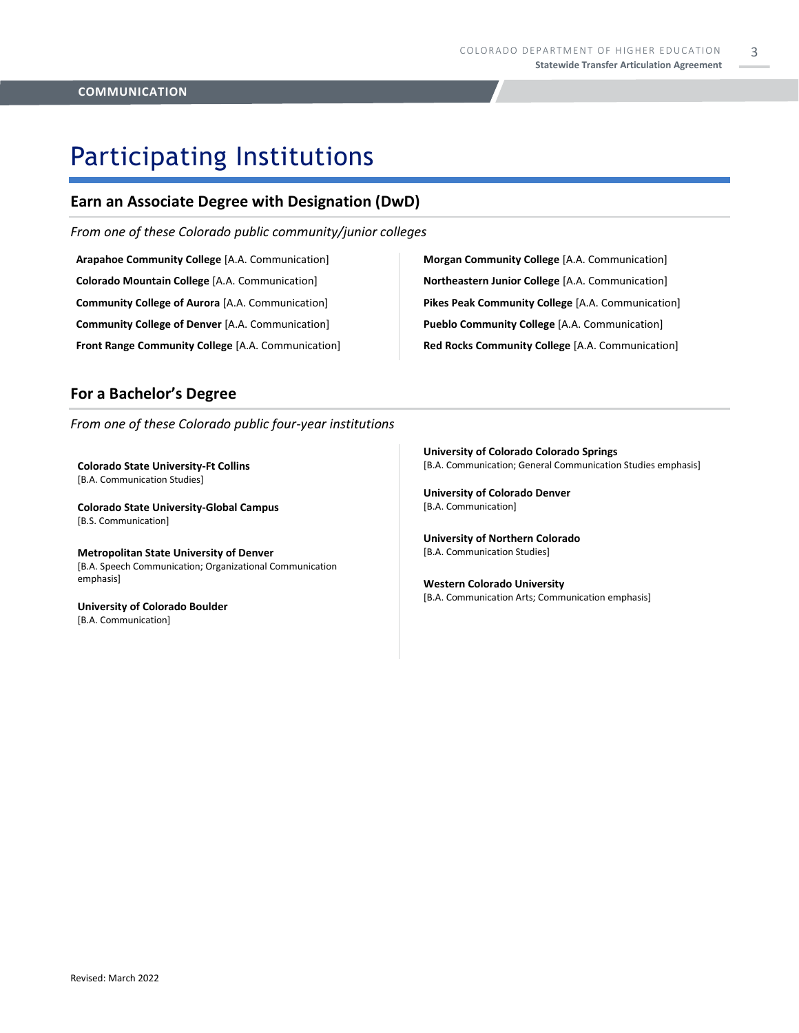# Participating Institutions

## Earn an Associate Degree with Designation (DwD)

*From one of these Colorado public community/junior colleges*

**Arapahoe Community College** [A.A. Communication]

**Colorado Mountain College** [A.A. Communication]

**Community College of Aurora** [A.A. Communication]

**Community College of Denver** [A.A. Communication]

**Front Range Community College** [A.A. Communication]

**Morgan Community College** [A.A. Communication]

**Northeastern Junior College** [A.A. Communication]

**Pikes Peak Community College** [A.A. Communication]

**Pueblo Community College** [A.A. Communication]

**Red Rocks Community College** [A.A. Communication]

## For a Bachelor's Degree

*From one of these Colorado public four-year institutions*

**Colorado State University-Ft Collins**
[B.A. Communication Studies]

**Colorado State University-Global Campus**
[B.S. Communication]

**Metropolitan State University of Denver**
[B.A. Speech Communication; Organizational Communication emphasis]

**University of Colorado Boulder**
[B.A. Communication]

**University of Colorado Colorado Springs**
[B.A. Communication; General Communication Studies emphasis]

**University of Colorado Denver**
[B.A. Communication]

**University of Northern Colorado**
[B.A. Communication Studies]

**Western Colorado University**
[B.A. Communication Arts; Communication emphasis]

Revised: March 2022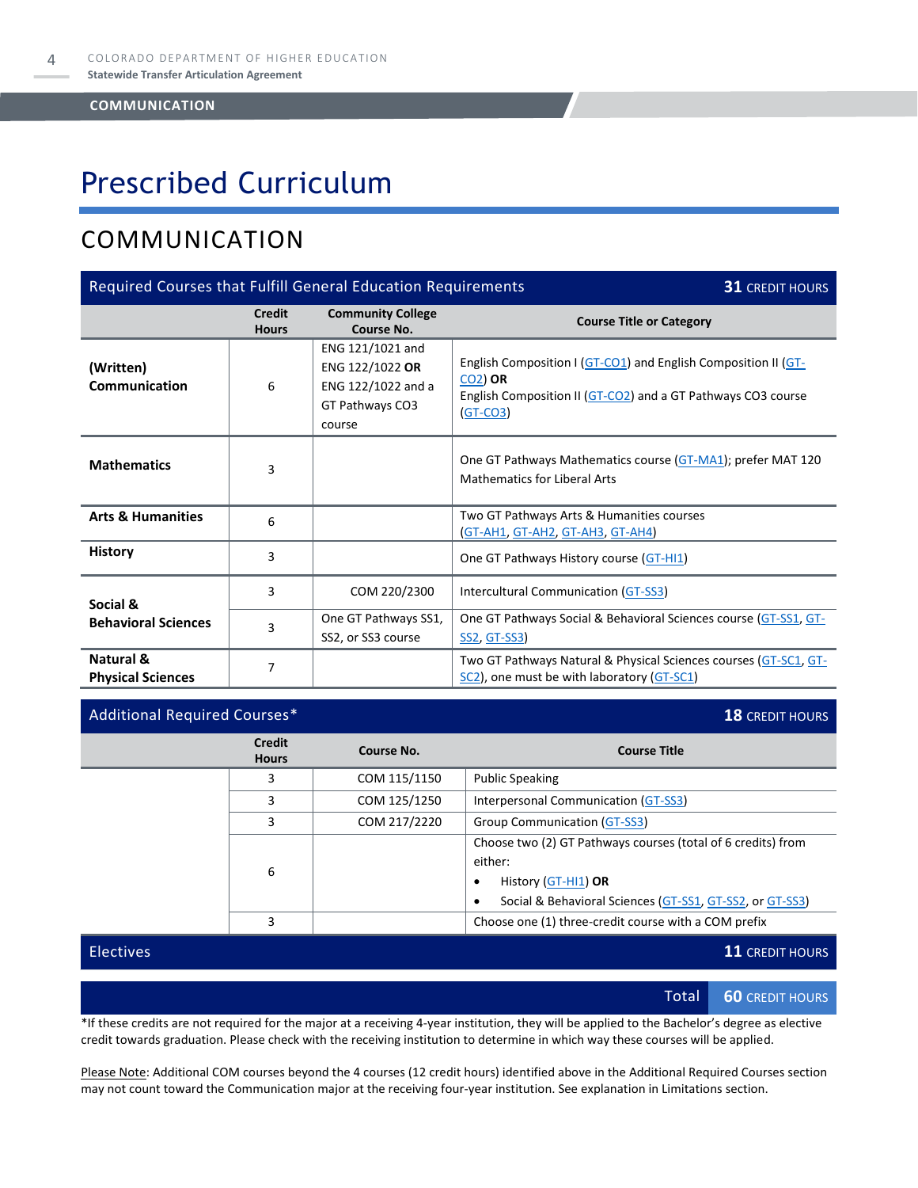# Prescribed Curriculum

## COMMUNICATION

| Required Courses that Fulfill General Education Requirements | | | 31 CREDIT HOURS |
|---|---|---|---|
| | **Credit Hours** | **Community College Course No.** | **Course Title or Category** |
| **(Written) Communication** | 6 | ENG 121/1021 and ENG 122/1022 **OR** ENG 122/1022 and a GT Pathways CO3 course | English Composition I (GT-CO1) and English Composition II (GT-CO2) **OR** English Composition II (GT-CO2) and a GT Pathways CO3 course (GT-CO3) |
| **Mathematics** | 3 | | One GT Pathways Mathematics course (GT-MA1); prefer MAT 120 Mathematics for Liberal Arts |
| **Arts & Humanities** | 6 | | Two GT Pathways Arts & Humanities courses (GT-AH1, GT-AH2, GT-AH3, GT-AH4) |
| **History** | 3 | | One GT Pathways History course (GT-HI1) |
| **Social & Behavioral Sciences** | 3 | COM 220/2300 | Intercultural Communication (GT-SS3) |
| | 3 | One GT Pathways SS1, SS2, or SS3 course | One GT Pathways Social & Behavioral Sciences course (GT-SS1, GT-SS2, GT-SS3) |
| **Natural & Physical Sciences** | 7 | | Two GT Pathways Natural & Physical Sciences courses (GT-SC1, GT-SC2), one must be with laboratory (GT-SC1) |

| Additional Required Courses* | | | 18 CREDIT HOURS |
|---|---|---|---|
| | **Credit Hours** | **Course No.** | **Course Title** |
| | 3 | COM 115/1150 | Public Speaking |
| | 3 | COM 125/1250 | Interpersonal Communication (GT-SS3) |
| | 3 | COM 217/2220 | Group Communication (GT-SS3) |
| | 6 | | Choose two (2) GT Pathways courses (total of 6 credits) from either:<br>• History (GT-HI1) **OR**<br>• Social & Behavioral Sciences (GT-SS1, GT-SS2, or GT-SS3) |
| | 3 | | Choose one (1) three-credit course with a COM prefix |

| Electives | 11 CREDIT HOURS |
|---|---|
| **Total** | **60 CREDIT HOURS** |

*If these credits are not required for the major at a receiving 4-year institution, they will be applied to the Bachelor's degree as elective credit towards graduation. Please check with the receiving institution to determine in which way these courses will be applied.

Please Note: Additional COM courses beyond the 4 courses (12 credit hours) identified above in the Additional Required Courses section may not count toward the Communication major at the receiving four-year institution. See explanation in Limitations section.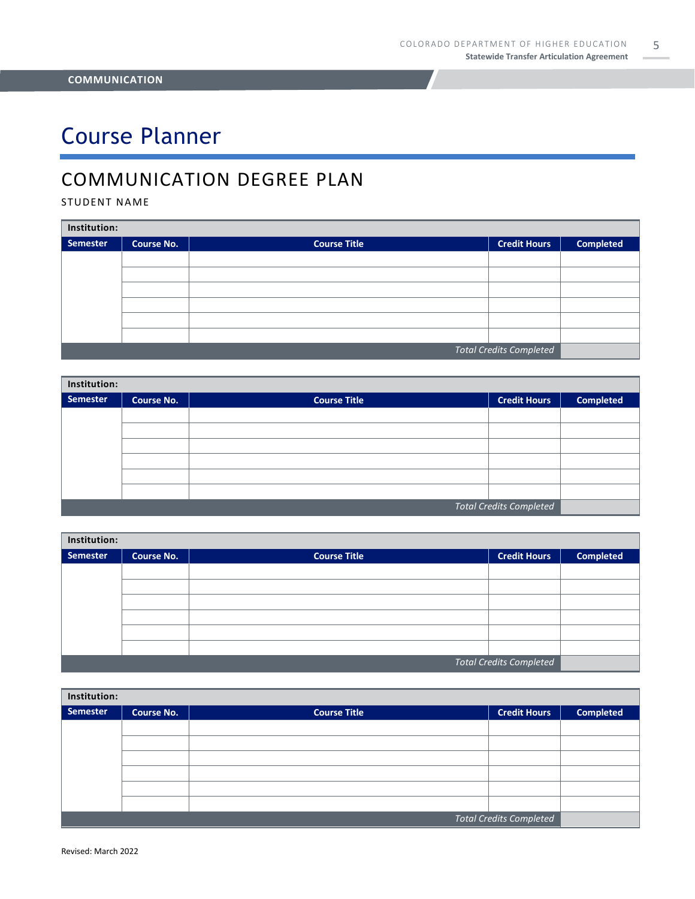COMMUNICATION

# Course Planner

## COMMUNICATION DEGREE PLAN

STUDENT NAME

| Institution: | | | | |
|---|---|---|---|---|
| **Semester** | **Course No.** | **Course Title** | **Credit Hours** | **Completed** |
| | | | | |
| | | | | |
| | | | | |
| | | | | |
| | | | | |
| | | | | |
| | | *Total Credits Completed* | | |

| Institution: | | | | |
|---|---|---|---|---|
| **Semester** | **Course No.** | **Course Title** | **Credit Hours** | **Completed** |
| | | | | |
| | | | | |
| | | | | |
| | | | | |
| | | | | |
| | | | | |
| | | *Total Credits Completed* | | |

| Institution: | | | | |
|---|---|---|---|---|
| **Semester** | **Course No.** | **Course Title** | **Credit Hours** | **Completed** |
| | | | | |
| | | | | |
| | | | | |
| | | | | |
| | | | | |
| | | | | |
| | | *Total Credits Completed* | | |

| Institution: | | | | |
|---|---|---|---|---|
| **Semester** | **Course No.** | **Course Title** | **Credit Hours** | **Completed** |
| | | | | |
| | | | | |
| | | | | |
| | | | | |
| | | | | |
| | | | | |
| | | *Total Credits Completed* | | |

Revised: March 2022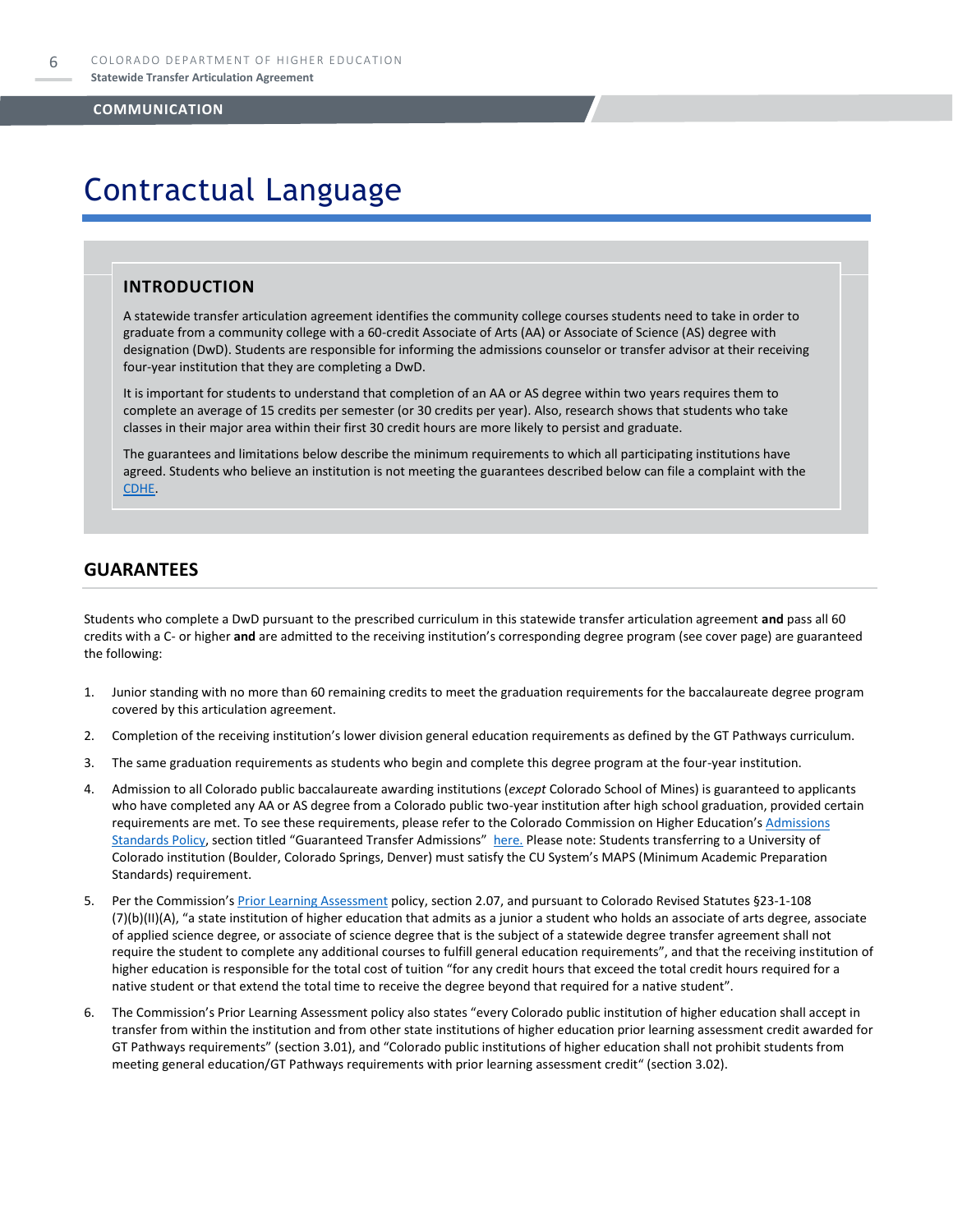COMMUNICATION

# Contractual Language

## INTRODUCTION

A statewide transfer articulation agreement identifies the community college courses students need to take in order to graduate from a community college with a 60-credit Associate of Arts (AA) or Associate of Science (AS) degree with designation (DwD). Students are responsible for informing the admissions counselor or transfer advisor at their receiving four-year institution that they are completing a DwD.

It is important for students to understand that completion of an AA or AS degree within two years requires them to complete an average of 15 credits per semester (or 30 credits per year). Also, research shows that students who take classes in their major area within their first 30 credit hours are more likely to persist and graduate.

The guarantees and limitations below describe the minimum requirements to which all participating institutions have agreed. Students who believe an institution is not meeting the guarantees described below can file a complaint with the [CDHE](#).

## GUARANTEES

Students who complete a DwD pursuant to the prescribed curriculum in this statewide transfer articulation agreement **and** pass all 60 credits with a C- or higher **and** are admitted to the receiving institution's corresponding degree program (see cover page) are guaranteed the following:

1. Junior standing with no more than 60 remaining credits to meet the graduation requirements for the baccalaureate degree program covered by this articulation agreement.
2. Completion of the receiving institution's lower division general education requirements as defined by the GT Pathways curriculum.
3. The same graduation requirements as students who begin and complete this degree program at the four-year institution.
4. Admission to all Colorado public baccalaureate awarding institutions (*except* Colorado School of Mines) is guaranteed to applicants who have completed any AA or AS degree from a Colorado public two-year institution after high school graduation, provided certain requirements are met. To see these requirements, please refer to the Colorado Commission on Higher Education's [Admissions Standards Policy](#), section titled "Guaranteed Transfer Admissions" [here.](#) Please note: Students transferring to a University of Colorado institution (Boulder, Colorado Springs, Denver) must satisfy the CU System's MAPS (Minimum Academic Preparation Standards) requirement.
5. Per the Commission's [Prior Learning Assessment](#) policy, section 2.07, and pursuant to Colorado Revised Statutes §23-1-108 (7)(b)(II)(A), "a state institution of higher education that admits as a junior a student who holds an associate of arts degree, associate of applied science degree, or associate of science degree that is the subject of a statewide degree transfer agreement shall not require the student to complete any additional courses to fulfill general education requirements", and that the receiving institution of higher education is responsible for the total cost of tuition "for any credit hours that exceed the total credit hours required for a native student or that extend the total time to receive the degree beyond that required for a native student".
6. The Commission's Prior Learning Assessment policy also states "every Colorado public institution of higher education shall accept in transfer from within the institution and from other state institutions of higher education prior learning assessment credit awarded for GT Pathways requirements" (section 3.01), and "Colorado public institutions of higher education shall not prohibit students from meeting general education/GT Pathways requirements with prior learning assessment credit" (section 3.02).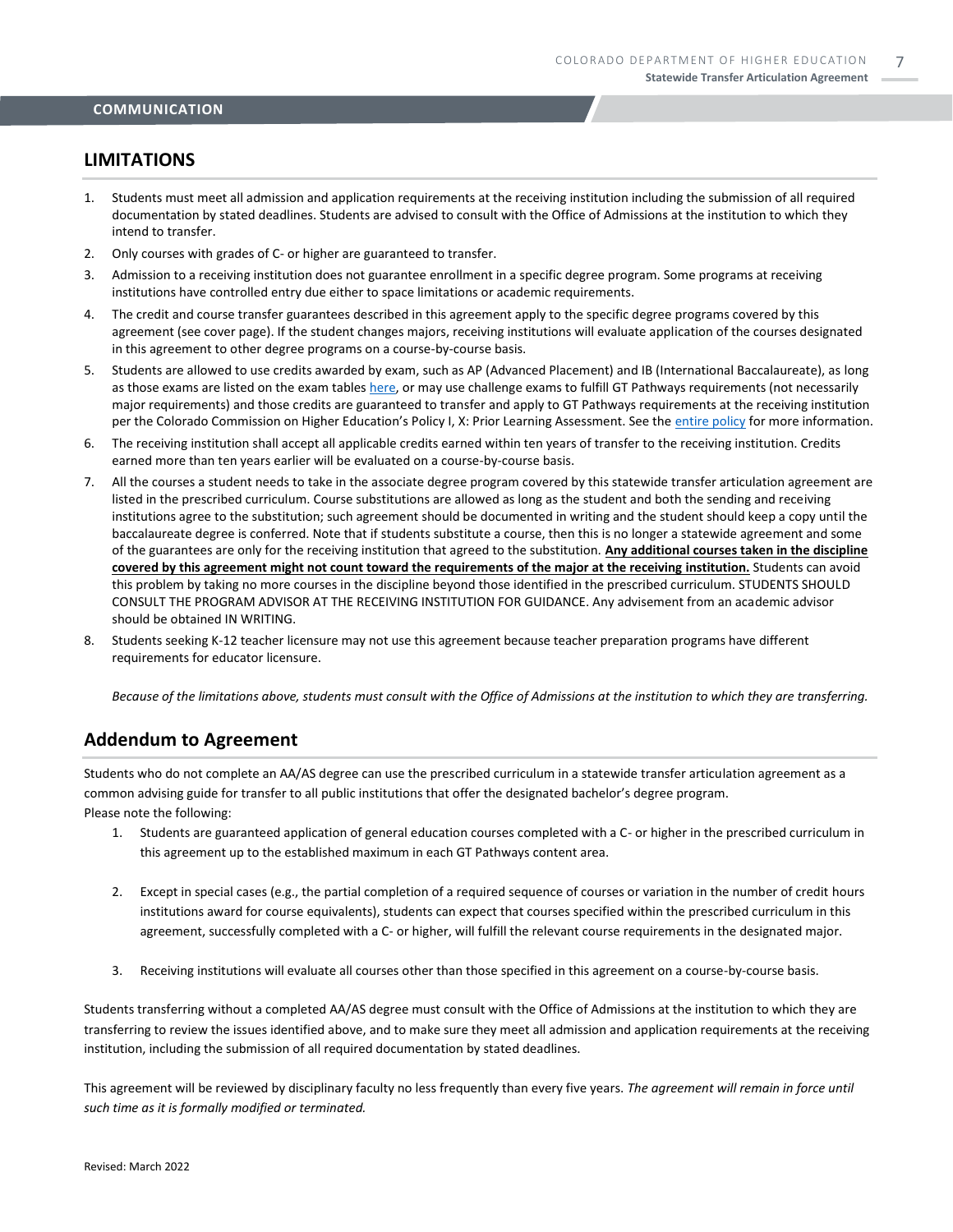## COMMUNICATION

## LIMITATIONS

1. Students must meet all admission and application requirements at the receiving institution including the submission of all required documentation by stated deadlines. Students are advised to consult with the Office of Admissions at the institution to which they intend to transfer.
2. Only courses with grades of C- or higher are guaranteed to transfer.
3. Admission to a receiving institution does not guarantee enrollment in a specific degree program. Some programs at receiving institutions have controlled entry due either to space limitations or academic requirements.
4. The credit and course transfer guarantees described in this agreement apply to the specific degree programs covered by this agreement (see cover page). If the student changes majors, receiving institutions will evaluate application of the courses designated in this agreement to other degree programs on a course-by-course basis.
5. Students are allowed to use credits awarded by exam, such as AP (Advanced Placement) and IB (International Baccalaureate), as long as those exams are listed on the exam tables here, or may use challenge exams to fulfill GT Pathways requirements (not necessarily major requirements) and those credits are guaranteed to transfer and apply to GT Pathways requirements at the receiving institution per the Colorado Commission on Higher Education's Policy I, X: Prior Learning Assessment. See the entire policy for more information.
6. The receiving institution shall accept all applicable credits earned within ten years of transfer to the receiving institution. Credits earned more than ten years earlier will be evaluated on a course-by-course basis.
7. All the courses a student needs to take in the associate degree program covered by this statewide transfer articulation agreement are listed in the prescribed curriculum. Course substitutions are allowed as long as the student and both the sending and receiving institutions agree to the substitution; such agreement should be documented in writing and the student should keep a copy until the baccalaureate degree is conferred. Note that if students substitute a course, then this is no longer a statewide agreement and some of the guarantees are only for the receiving institution that agreed to the substitution. **Any additional courses taken in the discipline covered by this agreement might not count toward the requirements of the major at the receiving institution.** Students can avoid this problem by taking no more courses in the discipline beyond those identified in the prescribed curriculum. STUDENTS SHOULD CONSULT THE PROGRAM ADVISOR AT THE RECEIVING INSTITUTION FOR GUIDANCE. Any advisement from an academic advisor should be obtained IN WRITING.
8. Students seeking K-12 teacher licensure may not use this agreement because teacher preparation programs have different requirements for educator licensure.

*Because of the limitations above, students must consult with the Office of Admissions at the institution to which they are transferring.*

## Addendum to Agreement

Students who do not complete an AA/AS degree can use the prescribed curriculum in a statewide transfer articulation agreement as a common advising guide for transfer to all public institutions that offer the designated bachelor's degree program.
Please note the following:

1. Students are guaranteed application of general education courses completed with a C- or higher in the prescribed curriculum in this agreement up to the established maximum in each GT Pathways content area.
2. Except in special cases (e.g., the partial completion of a required sequence of courses or variation in the number of credit hours institutions award for course equivalents), students can expect that courses specified within the prescribed curriculum in this agreement, successfully completed with a C- or higher, will fulfill the relevant course requirements in the designated major.
3. Receiving institutions will evaluate all courses other than those specified in this agreement on a course-by-course basis.

Students transferring without a completed AA/AS degree must consult with the Office of Admissions at the institution to which they are transferring to review the issues identified above, and to make sure they meet all admission and application requirements at the receiving institution, including the submission of all required documentation by stated deadlines.

This agreement will be reviewed by disciplinary faculty no less frequently than every five years. *The agreement will remain in force until such time as it is formally modified or terminated.*

Revised: March 2022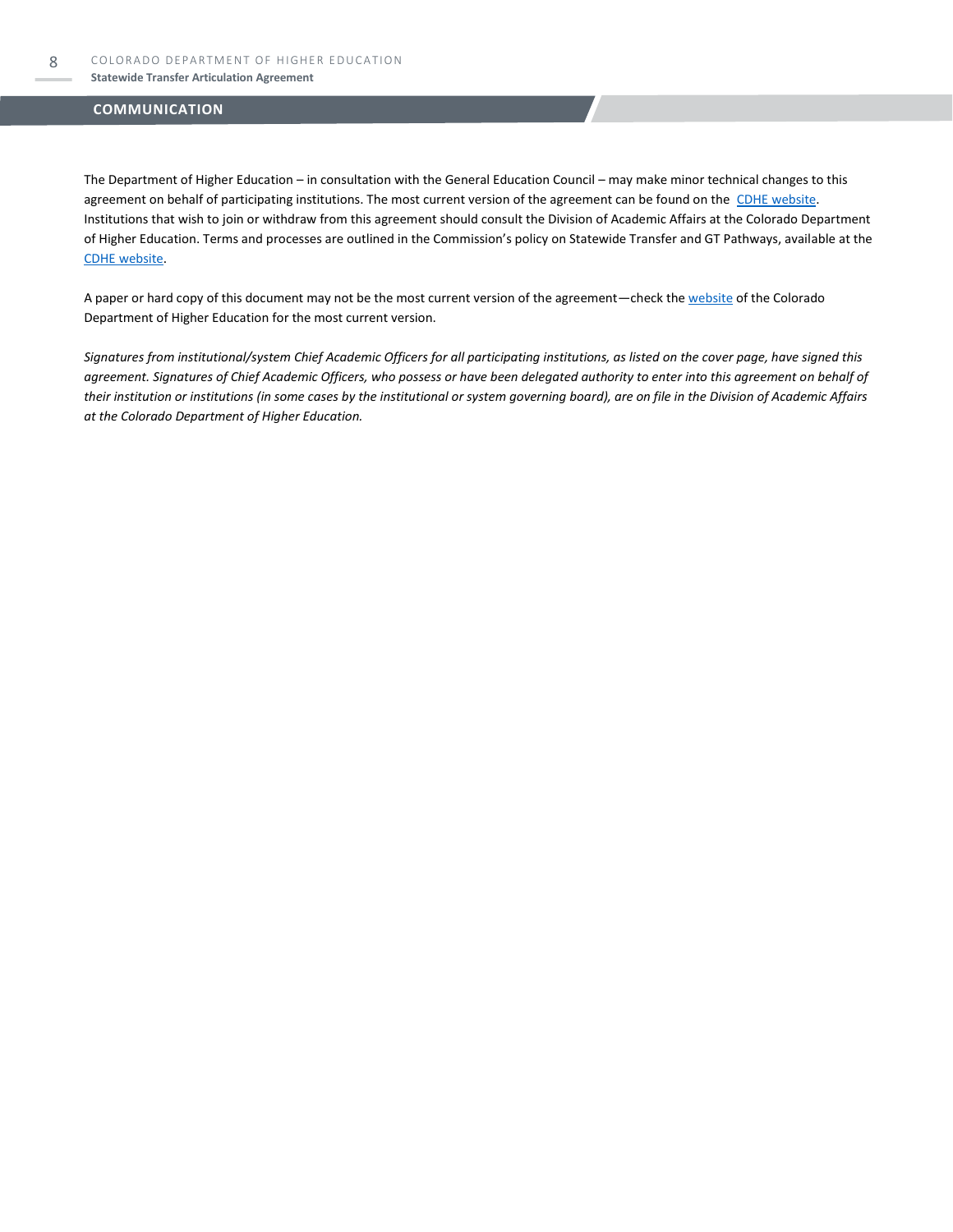## COMMUNICATION

The Department of Higher Education – in consultation with the General Education Council – may make minor technical changes to this agreement on behalf of participating institutions. The most current version of the agreement can be found on the CDHE website. Institutions that wish to join or withdraw from this agreement should consult the Division of Academic Affairs at the Colorado Department of Higher Education. Terms and processes are outlined in the Commission's policy on Statewide Transfer and GT Pathways, available at the CDHE website.

A paper or hard copy of this document may not be the most current version of the agreement—check the website of the Colorado Department of Higher Education for the most current version.

*Signatures from institutional/system Chief Academic Officers for all participating institutions, as listed on the cover page, have signed this agreement. Signatures of Chief Academic Officers, who possess or have been delegated authority to enter into this agreement on behalf of their institution or institutions (in some cases by the institutional or system governing board), are on file in the Division of Academic Affairs at the Colorado Department of Higher Education.*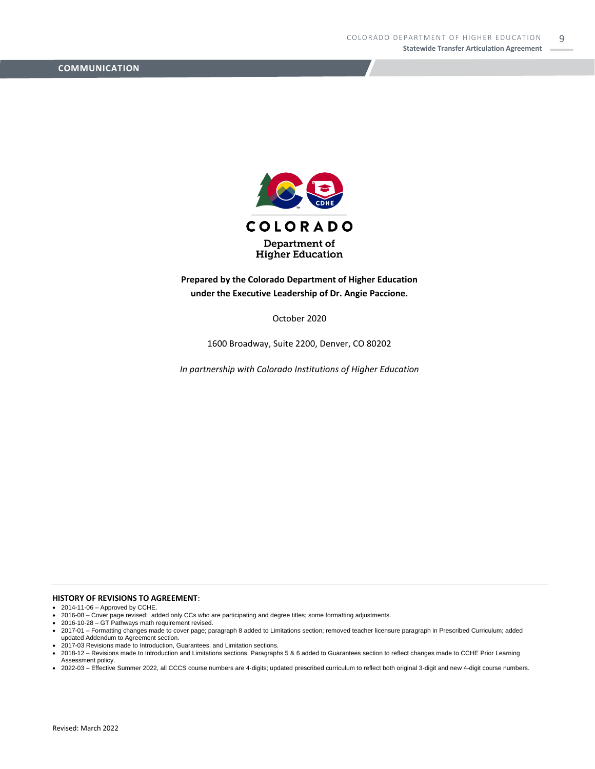## COMMUNICATION

COLORADO

Department of Higher Education

**Prepared by the Colorado Department of Higher Education under the Executive Leadership of Dr. Angie Paccione.**

October 2020

1600 Broadway, Suite 2200, Denver, CO 80202

*In partnership with Colorado Institutions of Higher Education*

**HISTORY OF REVISIONS TO AGREEMENT**:

- 2014-11-06 – Approved by CCHE.
- 2016-08 – Cover page revised: added only CCs who are participating and degree titles; some formatting adjustments.
- 2016-10-28 – GT Pathways math requirement revised.
- 2017-01 – Formatting changes made to cover page; paragraph 8 added to Limitations section; removed teacher licensure paragraph in Prescribed Curriculum; added updated Addendum to Agreement section.
- 2017-03 Revisions made to Introduction, Guarantees, and Limitation sections.
- 2018-12 – Revisions made to Introduction and Limitations sections. Paragraphs 5 & 6 added to Guarantees section to reflect changes made to CCHE Prior Learning Assessment policy.
- 2022-03 – Effective Summer 2022, all CCCS course numbers are 4-digits; updated prescribed curriculum to reflect both original 3-digit and new 4-digit course numbers.

Revised: March 2022